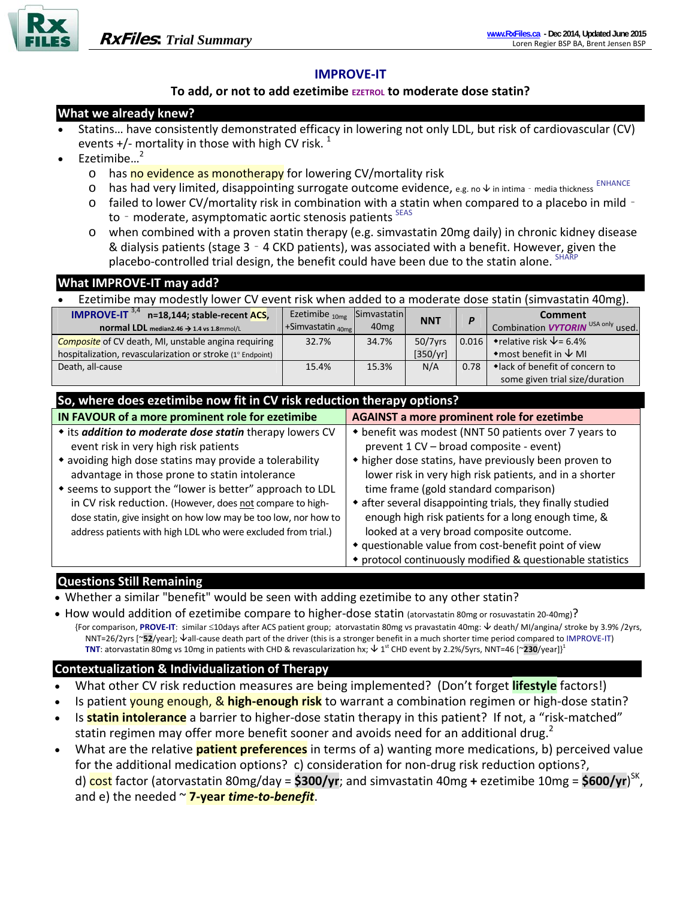# IMPROVE-IT

**To add, or not to add ezetimibe EZETROL to moderate dose statin?**

## What we already knew?

- Statins… have consistently demonstrated efficacy in lowering not only LDL, but risk of cardiovascular (CV) events +/- mortality in those with high CV risk. [1]
- Ezetimibe… [2]
  - has no evidence as monotherapy for lowering CV/mortality risk
  - has had very limited, disappointing surrogate outcome evidence, e.g. no ↓ in intima - media thickness ENHANCE
  - failed to lower CV/mortality risk in combination with a statin when compared to a placebo in mild - to - moderate, asymptomatic aortic stenosis patients SEAS
  - when combined with a proven statin therapy (e.g. simvastatin 20mg daily) in chronic kidney disease & dialysis patients (stage 3 - 4 CKD patients), was associated with a benefit. However, given the placebo-controlled trial design, the benefit could have been due to the statin alone. SHARP

## What IMPROVE-IT may add?

- Ezetimibe may modestly lower CV event risk when added to a moderate dose statin (simvastatin 40mg).

| IMPROVE-IT [3,4] n=18,144; stable-recent ACS, normal LDL median2.46 → 1.4 vs 1.8mmol/L | Ezetimibe 10mg +Simvastatin 40mg | Simvastatin 40mg | NNT | P | Comment Combination *VYTORIN* USA only used. |
|---|---|---|---|---|---|
| *Composite* of CV death, MI, unstable angina requiring hospitalization, revascularization or stroke (1° Endpoint) | 32.7% | 34.7% | 50/7yrs [350/yr] | 0.016 | ◆relative risk ↓= 6.4% ◆most benefit in ↓ MI |
| Death, all-cause | 15.4% | 15.3% | N/A | 0.78 | ◆lack of benefit of concern to some given trial size/duration |

## So, where does ezetimibe now fit in CV risk reduction therapy options?

| IN FAVOUR of a more prominent role for ezetimibe | AGAINST a more prominent role for ezetimbe |
|---|---|
| ◆ its ***addition to moderate dose statin*** therapy lowers CV event risk in very high risk patients<br>◆ avoiding high dose statins may provide a tolerability advantage in those prone to statin intolerance<br>◆ seemss to support the "lower is better" approach to LDL in CV risk reduction. (However, does not compare to high-dose statin, give insight on how low may be too low, nor how to address patients with high LDL who were excluded from trial.) | ◆ benefit was modest (NNT 50 patients over 7 years to prevent 1 CV – broad composite - event)<br>◆ higher dose statins, have previously been proven to lower risk in very high risk patients, and in a shorter time frame (gold standard comparison)<br>◆ after several disappointing trials, they finally studied enough high risk patients for a long enough time, & looked at a very broad composite outcome.<br>◆ questionable value from cost-benefit point of view<br>◆ protocol continuously modified & questionable statistics |

## Questions Still Remaining

- Whether a similar "benefit" would be seen with adding ezetimibe to any other statin?
- How would addition of ezetimibe compare to higher-dose statin (atorvastatin 80mg or rosuvastatin 20-40mg)?
  {For comparison, **PROVE-IT**: similar ≤10days after ACS patient group; atorvastatin 80mg vs pravastatin 40mg: ↓ death/ MI/angina/ stroke by 3.9% /2yrs, NNT=26/2yrs [~**52**/year]; ↓all-cause death part of the driver (this is a stronger benefit in a much shorter time period compared to IMPROVE-IT)
  **TNT**: atorvastatin 80mg vs 10mg in patients with CHD & revascularization hx; ↓ 1st CHD event by 2.2%/5yrs, NNT=46 [~**230**/year]}[1]

## Contextualization & Individualization of Therapy

- What other CV risk reduction measures are being implemented? (Don't forget **lifestyle** factors!)
- Is patient young enough, & **high-enough risk** to warrant a combination regimen or high-dose statin?
- Is **statin intolerance** a barrier to higher-dose statin therapy in this patient? If not, a "risk-matched" statin regimen may offer more benefit sooner and avoids need for an additional drug.[2]
- What are the relative **patient preferences** in terms of a) wanting more medications, b) perceived value for the additional medication options? c) consideration for non-drug risk reduction options?, d) cost factor (atorvastatin 80mg/day = **$300/yr**; and simvastatin 40mg **+** ezetimibe 10mg = **$600/yr**)[SK], and e) the needed ~ **7-year *time-to-benefit***.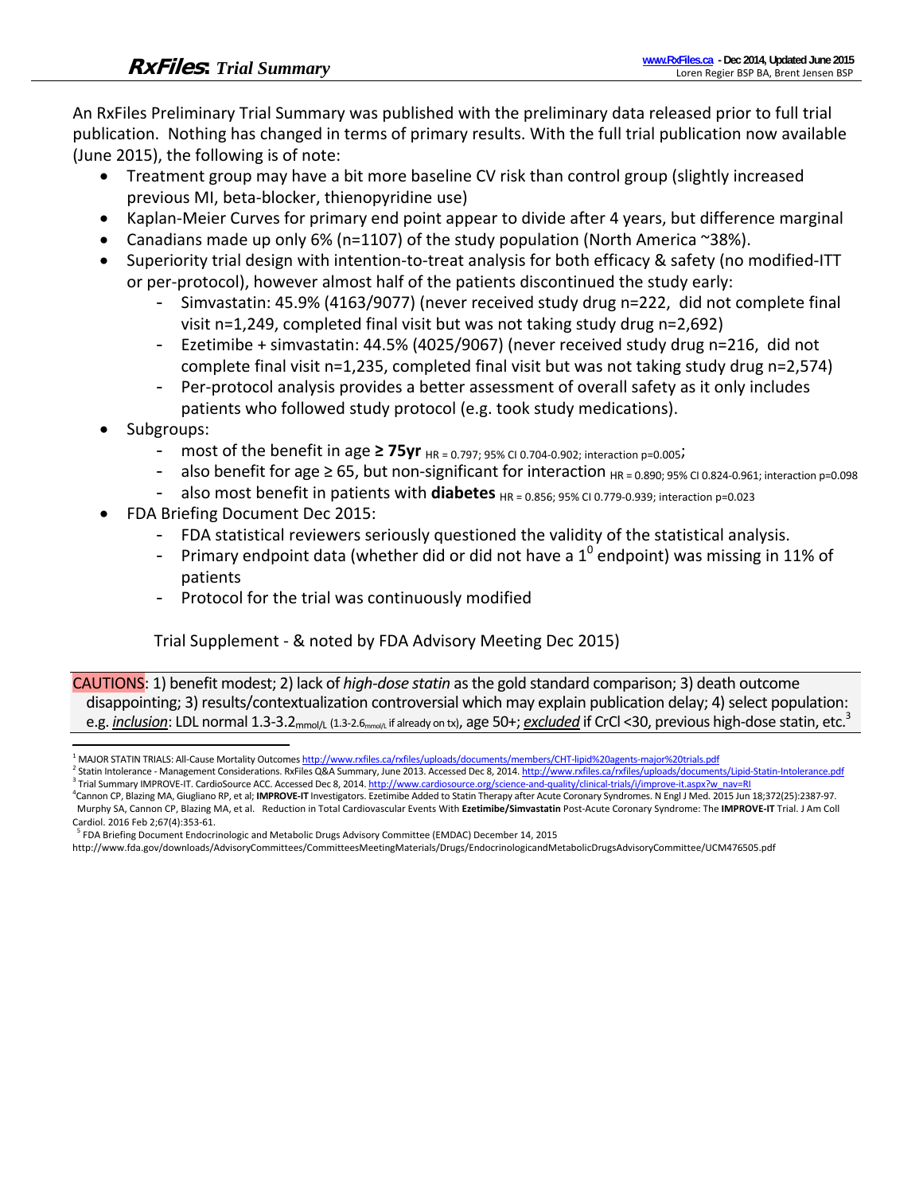An RxFiles Preliminary Trial Summary was published with the preliminary data released prior to full trial publication. Nothing has changed in terms of primary results. With the full trial publication now available (June 2015), the following is of note:

- Treatment group may have a bit more baseline CV risk than control group (slightly increased previous MI, beta-blocker, thienopyridine use)
- Kaplan-Meier Curves for primary end point appear to divide after 4 years, but difference marginal
- Canadians made up only 6% (n=1107) of the study population (North America ~38%).
- Superiority trial design with intention-to-treat analysis for both efficacy & safety (no modified-ITT or per-protocol), however almost half of the patients discontinued the study early:
  - Simvastatin: 45.9% (4163/9077) (never received study drug n=222, did not complete final visit n=1,249, completed final visit but was not taking study drug n=2,692)
  - Ezetimibe + simvastatin: 44.5% (4025/9067) (never received study drug n=216, did not complete final visit n=1,235, completed final visit but was not taking study drug n=2,574)
  - Per-protocol analysis provides a better assessment of overall safety as it only includes patients who followed study protocol (e.g. took study medications).
- Subgroups:
  - most of the benefit in age **≥ 75yr** HR = 0.797; 95% CI 0.704-0.902; interaction p=0.005;
  - also benefit for age ≥ 65, but non-significant for interaction HR = 0.890; 95% CI 0.824-0.961; interaction p=0.098
  - also most benefit in patients with **diabetes** HR = 0.856; 95% CI 0.779-0.939; interaction p=0.023
- FDA Briefing Document Dec 2015:
  - FDA statistical reviewers seriously questioned the validity of the statistical analysis.
  - Primary endpoint data (whether did or did not have a $1^0$ endpoint) was missing in 11% of patients
  - Protocol for the trial was continuously modified

Trial Supplement - & noted by FDA Advisory Meeting Dec 2015)

CAUTIONS: 1) benefit modest; 2) lack of *high-dose statin* as the gold standard comparison; 3) death outcome disappointing; 3) results/contextualization controversial which may explain publication delay; 4) select population: e.g. ***inclusion***: LDL normal 1.3-3.2 mmol/L (1.3-2.6 mmol/L if already on tx), age 50+; ***excluded*** if CrCl <30, previous high-dose statin, etc.[3]

---

[1] MAJOR STATIN TRIALS: All-Cause Mortality Outcomes http://www.rxfiles.ca/rxfiles/uploads/documents/members/CHT-lipid%20agents-major%20trials.pdf

[2] Statin Intolerance - Management Considerations. RxFiles Q&A Summary, June 2013. Accessed Dec 8, 2014. http://www.rxfiles.ca/rxfiles/uploads/documents/Lipid-Statin-Intolerance.pdf

[3] Trial Summary IMPROVE-IT. CardioSource ACC. Accessed Dec 8, 2014. http://www.cardiosource.org/science-and-quality/clinical-trials/i/improve-it.aspx?w_nav=RI

[4] Cannon CP, Blazing MA, Giugliano RP, et al; **IMPROVE-IT** Investigators. Ezetimibe Added to Statin Therapy after Acute Coronary Syndromes. N Engl J Med. 2015 Jun 18;372(25):2387-97. Murphy SA, Cannon CP, Blazing MA, et al. Reduction in Total Cardiovascular Events With **Ezetimibe/Simvastatin** Post-Acute Coronary Syndrome: The **IMPROVE-IT** Trial. J Am Coll Cardiol. 2016 Feb 2;67(4):353-61.

[5] FDA Briefing Document Endocrinologic and Metabolic Drugs Advisory Committee (EMDAC) December 14, 2015 http://www.fda.gov/downloads/AdvisoryCommittees/CommitteesMeetingMaterials/Drugs/EndocrinologicandMetabolicDrugsAdvisoryCommittee/UCM476505.pdf